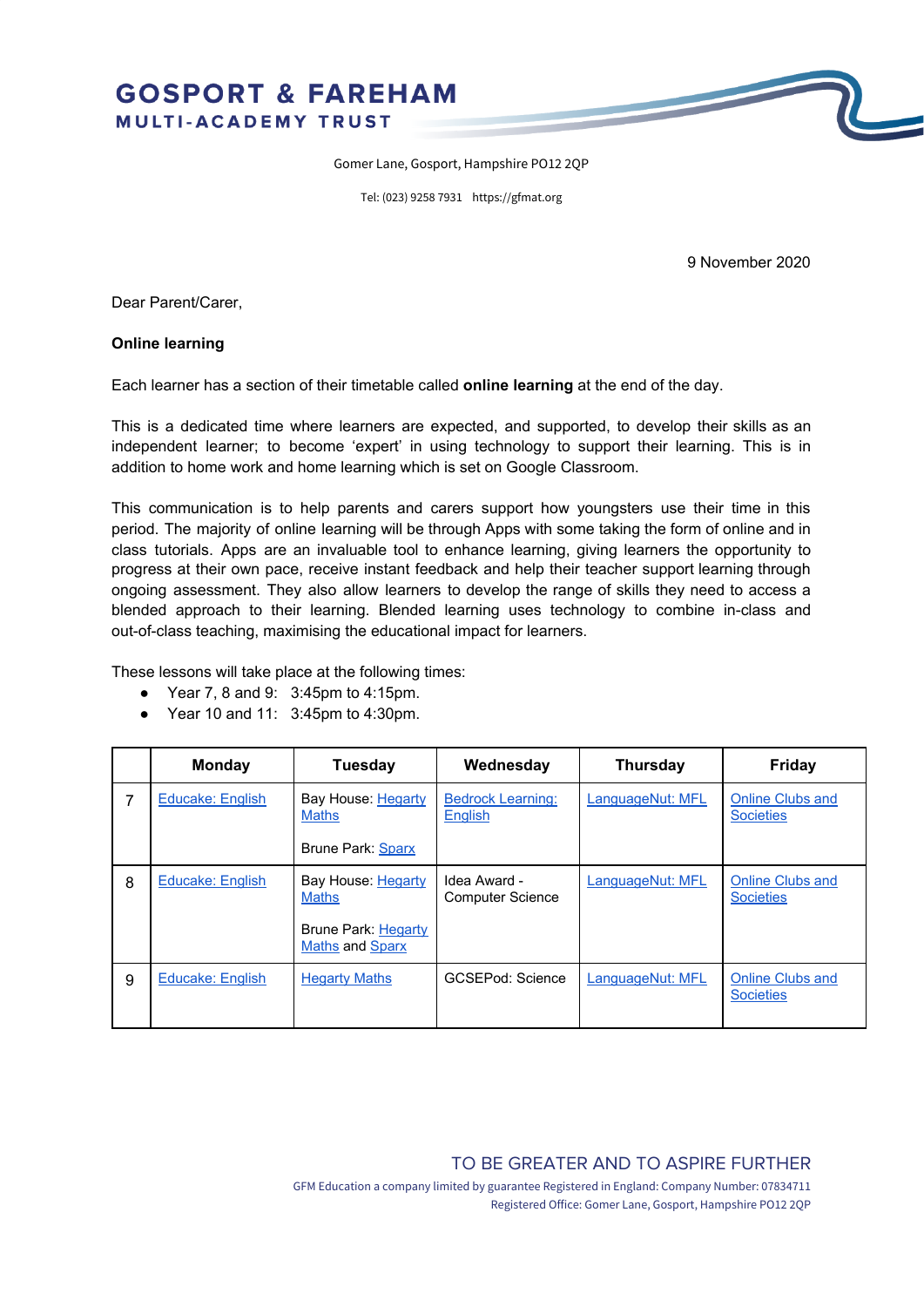**GOSPORT & FAREHAM**
**MULTI-ACADEMY TRUST**

Gomer Lane, Gosport, Hampshire PO12 2QP

Tel: (023) 9258 7931 https://gfmat.org

9 November 2020

Dear Parent/Carer,

**Online learning**

Each learner has a section of their timetable called **online learning** at the end of the day.

This is a dedicated time where learners are expected, and supported, to develop their skills as an independent learner; to become 'expert' in using technology to support their learning. This is in addition to home work and home learning which is set on Google Classroom.

This communication is to help parents and carers support how youngsters use their time in this period. The majority of online learning will be through Apps with some taking the form of online and in class tutorials. Apps are an invaluable tool to enhance learning, giving learners the opportunity to progress at their own pace, receive instant feedback and help their teacher support learning through ongoing assessment. They also allow learners to develop the range of skills they need to access a blended approach to their learning. Blended learning uses technology to combine in-class and out-of-class teaching, maximising the educational impact for learners.

These lessons will take place at the following times:

- Year 7, 8 and 9: 3:45pm to 4:15pm.
- Year 10 and 11: 3:45pm to 4:30pm.

| | Monday | Tuesday | Wednesday | Thursday | Friday |
|---|---|---|---|---|---|
| 7 | Educake: English | Bay House: Hegarty Maths<br><br>Brune Park: Sparx | Bedrock Learning: English | LanguageNut: MFL | Online Clubs and Societies |
| 8 | Educake: English | Bay House: Hegarty Maths<br><br>Brune Park: Hegarty Maths and Sparx | Idea Award - Computer Science | LanguageNut: MFL | Online Clubs and Societies |
| 9 | Educake: English | Hegarty Maths | GCSEPod: Science | LanguageNut: MFL | Online Clubs and Societies |

TO BE GREATER AND TO ASPIRE FURTHER

GFM Education a company limited by guarantee Registered in England: Company Number: 07834711
Registered Office: Gomer Lane, Gosport, Hampshire PO12 2QP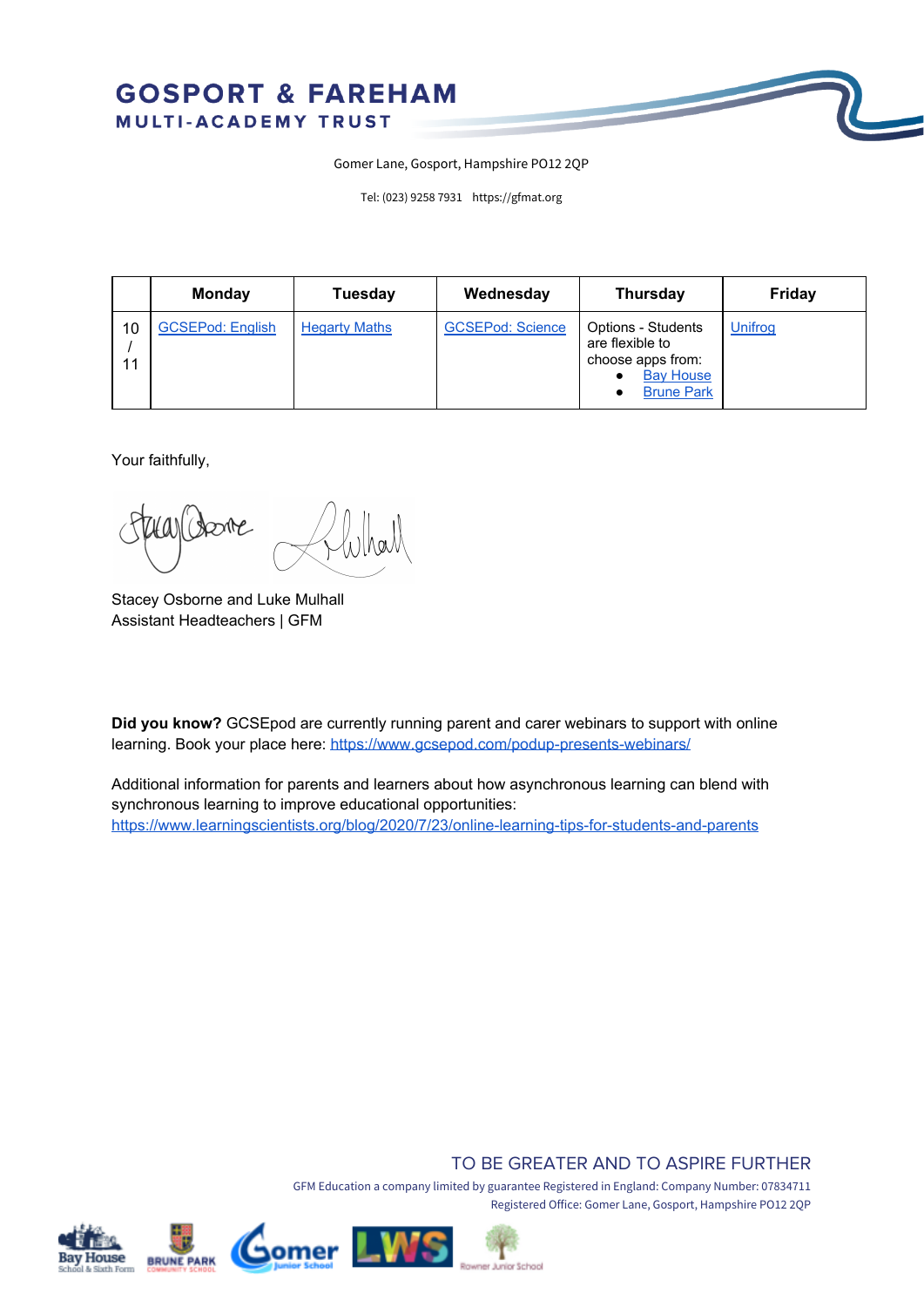# GOSPORT & FAREHAM

**MULTI-ACADEMY TRUST**

Gomer Lane, Gosport, Hampshire PO12 2QP

Tel: (023) 9258 7931 https://gfmat.org

| | Monday | Tuesday | Wednesday | Thursday | Friday |
|---|---|---|---|---|---|
| 10 / 11 | GCSEPod: English | Hegarty Maths | GCSEPod: Science | Options - Students are flexible to choose apps from: <br>• Bay House <br>• Brune Park | Unifrog |

Your faithfully,

Stacey Osborne and Luke Mulhall
Assistant Headteachers | GFM

**Did you know?** GCSEpod are currently running parent and carer webinars to support with online learning. Book your place here: https://www.gcsepod.com/podup-presents-webinars/

Additional information for parents and learners about how asynchronous learning can blend with synchronous learning to improve educational opportunities:
https://www.learningscientists.org/blog/2020/7/23/online-learning-tips-for-students-and-parents

TO BE GREATER AND TO ASPIRE FURTHER

GFM Education a company limited by guarantee Registered in England: Company Number: 07834711
Registered Office: Gomer Lane, Gosport, Hampshire PO12 2QP